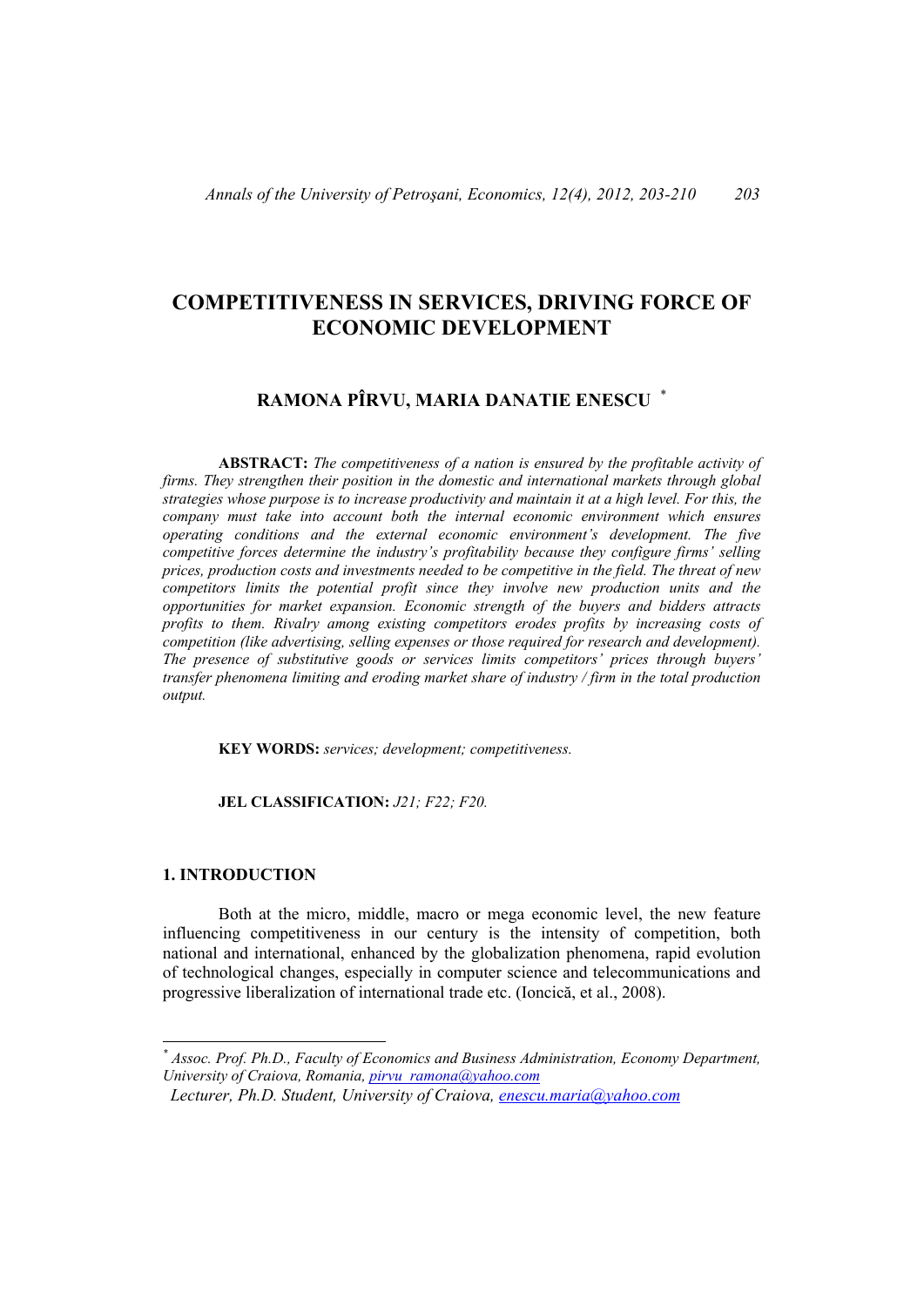# COMPETITIVENESS IN SERVICES, DRIVING FORCE OF ECONOMIC DEVELOPMENT

## RAMONA PÎRVU, MARIA DANATIE ENESCU [*]

**ABSTRACT:** *The competitiveness of a nation is ensured by the profitable activity of firms. They strengthen their position in the domestic and international markets through global strategies whose purpose is to increase productivity and maintain it at a high level. For this, the company must take into account both the internal economic environment which ensures operating conditions and the external economic environment's development. The five competitive forces determine the industry's profitability because they configure firms' selling prices, production costs and investments needed to be competitive in the field. The threat of new competitors limits the potential profit since they involve new production units and the opportunities for market expansion. Economic strength of the buyers and bidders attracts profits to them. Rivalry among existing competitors erodes profits by increasing costs of competition (like advertising, selling expenses or those required for research and development). The presence of substitutive goods or services limits competitors' prices through buyers' transfer phenomena limiting and eroding market share of industry / firm in the total production output.*

**KEY WORDS:** *services; development; competitiveness.*

**JEL CLASSIFICATION:** *J21; F22; F20.*

## 1. INTRODUCTION

Both at the micro, middle, macro or mega economic level, the new feature influencing competitiveness in our century is the intensity of competition, both national and international, enhanced by the globalization phenomena, rapid evolution of technological changes, especially in computer science and telecommunications and progressive liberalization of international trade etc. (Ioncică, et al., 2008).

---

[*] *Assoc. Prof. Ph.D., Faculty of Economics and Business Administration, Economy Department, University of Craiova, Romania, pirvu_ramona@yahoo.com*
*Lecturer, Ph.D. Student, University of Craiova, enescu.maria@yahoo.com*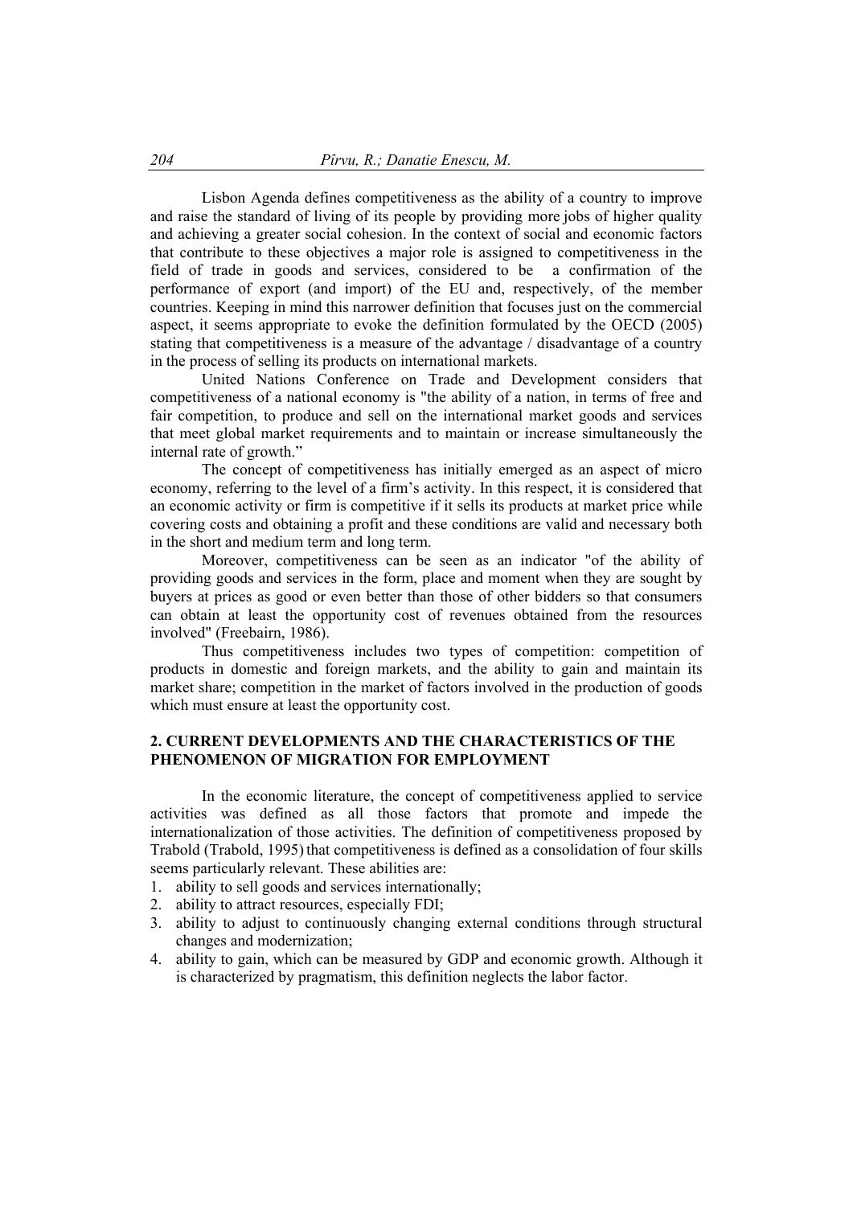Lisbon Agenda defines competitiveness as the ability of a country to improve and raise the standard of living of its people by providing more jobs of higher quality and achieving a greater social cohesion. In the context of social and economic factors that contribute to these objectives a major role is assigned to competitiveness in the field of trade in goods and services, considered to be a confirmation of the performance of export (and import) of the EU and, respectively, of the member countries. Keeping in mind this narrower definition that focuses just on the commercial aspect, it seems appropriate to evoke the definition formulated by the OECD (2005) stating that competitiveness is a measure of the advantage / disadvantage of a country in the process of selling its products on international markets.

United Nations Conference on Trade and Development considers that competitiveness of a national economy is "the ability of a nation, in terms of free and fair competition, to produce and sell on the international market goods and services that meet global market requirements and to maintain or increase simultaneously the internal rate of growth."

The concept of competitiveness has initially emerged as an aspect of micro economy, referring to the level of a firm's activity. In this respect, it is considered that an economic activity or firm is competitive if it sells its products at market price while covering costs and obtaining a profit and these conditions are valid and necessary both in the short and medium term and long term.

Moreover, competitiveness can be seen as an indicator "of the ability of providing goods and services in the form, place and moment when they are sought by buyers at prices as good or even better than those of other bidders so that consumers can obtain at least the opportunity cost of revenues obtained from the resources involved" (Freebairn, 1986).

Thus competitiveness includes two types of competition: competition of products in domestic and foreign markets, and the ability to gain and maintain its market share; competition in the market of factors involved in the production of goods which must ensure at least the opportunity cost.

## 2. CURRENT DEVELOPMENTS AND THE CHARACTERISTICS OF THE PHENOMENON OF MIGRATION FOR EMPLOYMENT

In the economic literature, the concept of competitiveness applied to service activities was defined as all those factors that promote and impede the internationalization of those activities. The definition of competitiveness proposed by Trabold (Trabold, 1995) that competitiveness is defined as a consolidation of four skills seems particularly relevant. These abilities are:

1. ability to sell goods and services internationally;
2. ability to attract resources, especially FDI;
3. ability to adjust to continuously changing external conditions through structural changes and modernization;
4. ability to gain, which can be measured by GDP and economic growth. Although it is characterized by pragmatism, this definition neglects the labor factor.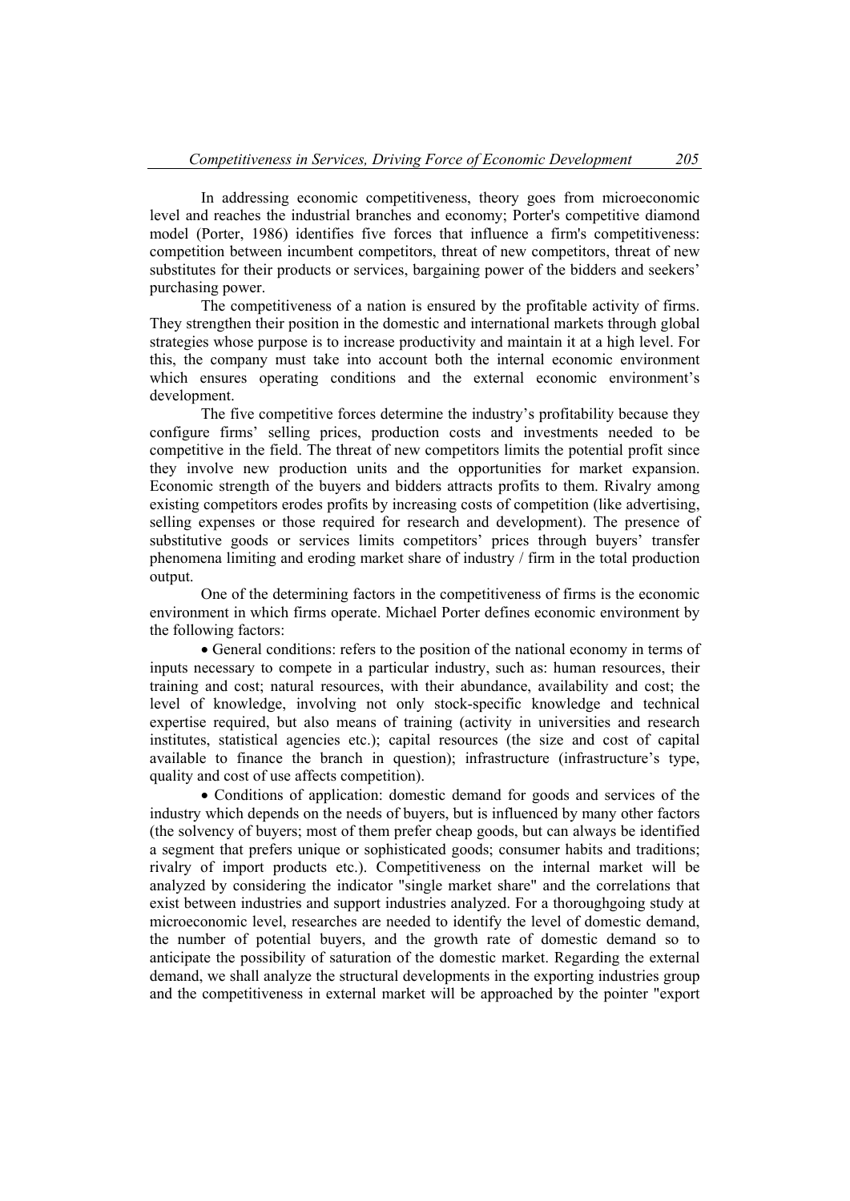In addressing economic competitiveness, theory goes from microeconomic level and reaches the industrial branches and economy; Porter's competitive diamond model (Porter, 1986) identifies five forces that influence a firm's competitiveness: competition between incumbent competitors, threat of new competitors, threat of new substitutes for their products or services, bargaining power of the bidders and seekers' purchasing power.

The competitiveness of a nation is ensured by the profitable activity of firms. They strengthen their position in the domestic and international markets through global strategies whose purpose is to increase productivity and maintain it at a high level. For this, the company must take into account both the internal economic environment which ensures operating conditions and the external economic environment's development.

The five competitive forces determine the industry's profitability because they configure firms' selling prices, production costs and investments needed to be competitive in the field. The threat of new competitors limits the potential profit since they involve new production units and the opportunities for market expansion. Economic strength of the buyers and bidders attracts profits to them. Rivalry among existing competitors erodes profits by increasing costs of competition (like advertising, selling expenses or those required for research and development). The presence of substitutive goods or services limits competitors' prices through buyers' transfer phenomena limiting and eroding market share of industry / firm in the total production output.

One of the determining factors in the competitiveness of firms is the economic environment in which firms operate. Michael Porter defines economic environment by the following factors:

- General conditions: refers to the position of the national economy in terms of inputs necessary to compete in a particular industry, such as: human resources, their training and cost; natural resources, with their abundance, availability and cost; the level of knowledge, involving not only stock-specific knowledge and technical expertise required, but also means of training (activity in universities and research institutes, statistical agencies etc.); capital resources (the size and cost of capital available to finance the branch in question); infrastructure (infrastructure's type, quality and cost of use affects competition).

- Conditions of application: domestic demand for goods and services of the industry which depends on the needs of buyers, but is influenced by many other factors (the solvency of buyers; most of them prefer cheap goods, but can always be identified a segment that prefers unique or sophisticated goods; consumer habits and traditions; rivalry of import products etc.). Competitiveness on the internal market will be analyzed by considering the indicator "single market share" and the correlations that exist between industries and support industries analyzed. For a thoroughgoing study at microeconomic level, researches are needed to identify the level of domestic demand, the number of potential buyers, and the growth rate of domestic demand so to anticipate the possibility of saturation of the domestic market. Regarding the external demand, we shall analyze the structural developments in the exporting industries group and the competitiveness in external market will be approached by the pointer "export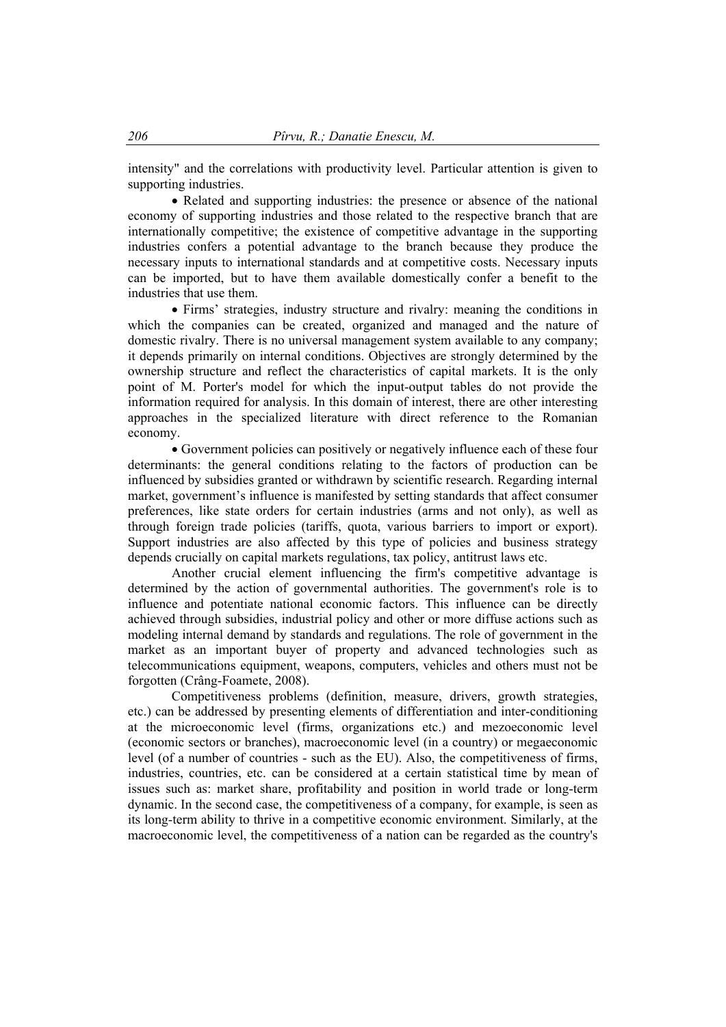intensity" and the correlations with productivity level. Particular attention is given to supporting industries.

- Related and supporting industries: the presence or absence of the national economy of supporting industries and those related to the respective branch that are internationally competitive; the existence of competitive advantage in the supporting industries confers a potential advantage to the branch because they produce the necessary inputs to international standards and at competitive costs. Necessary inputs can be imported, but to have them available domestically confer a benefit to the industries that use them.
- Firms' strategies, industry structure and rivalry: meaning the conditions in which the companies can be created, organized and managed and the nature of domestic rivalry. There is no universal management system available to any company; it depends primarily on internal conditions. Objectives are strongly determined by the ownership structure and reflect the characteristics of capital markets. It is the only point of M. Porter's model for which the input-output tables do not provide the information required for analysis. In this domain of interest, there are other interesting approaches in the specialized literature with direct reference to the Romanian economy.
- Government policies can positively or negatively influence each of these four determinants: the general conditions relating to the factors of production can be influenced by subsidies granted or withdrawn by scientific research. Regarding internal market, government's influence is manifested by setting standards that affect consumer preferences, like state orders for certain industries (arms and not only), as well as through foreign trade policies (tariffs, quota, various barriers to import or export). Support industries are also affected by this type of policies and business strategy depends crucially on capital markets regulations, tax policy, antitrust laws etc.

Another crucial element influencing the firm's competitive advantage is determined by the action of governmental authorities. The government's role is to influence and potentiate national economic factors. This influence can be directly achieved through subsidies, industrial policy and other or more diffuse actions such as modeling internal demand by standards and regulations. The role of government in the market as an important buyer of property and advanced technologies such as telecommunications equipment, weapons, computers, vehicles and others must not be forgotten (Crâng-Foamete, 2008).

Competitiveness problems (definition, measure, drivers, growth strategies, etc.) can be addressed by presenting elements of differentiation and inter-conditioning at the microeconomic level (firms, organizations etc.) and mezoeconomic level (economic sectors or branches), macroeconomic level (in a country) or megaeconomic level (of a number of countries - such as the EU). Also, the competitiveness of firms, industries, countries, etc. can be considered at a certain statistical time by mean of issues such as: market share, profitability and position in world trade or long-term dynamic. In the second case, the competitiveness of a company, for example, is seen as its long-term ability to thrive in a competitive economic environment. Similarly, at the macroeconomic level, the competitiveness of a nation can be regarded as the country's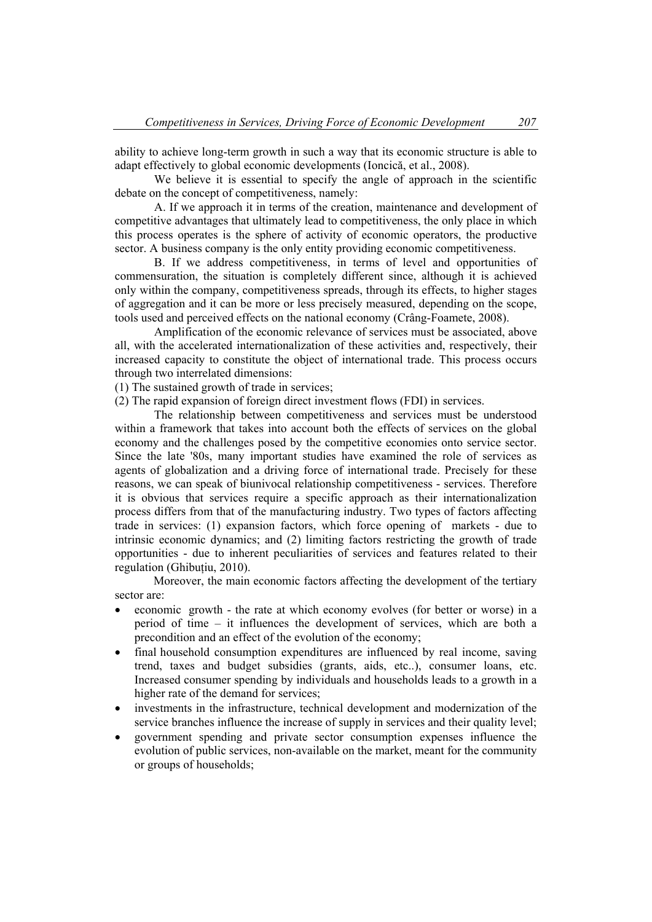ability to achieve long-term growth in such a way that its economic structure is able to adapt effectively to global economic developments (Ioncică, et al., 2008).

We believe it is essential to specify the angle of approach in the scientific debate on the concept of competitiveness, namely:

A. If we approach it in terms of the creation, maintenance and development of competitive advantages that ultimately lead to competitiveness, the only place in which this process operates is the sphere of activity of economic operators, the productive sector. A business company is the only entity providing economic competitiveness.

B. If we address competitiveness, in terms of level and opportunities of commensuration, the situation is completely different since, although it is achieved only within the company, competitiveness spreads, through its effects, to higher stages of aggregation and it can be more or less precisely measured, depending on the scope, tools used and perceived effects on the national economy (Crâng-Foamete, 2008).

Amplification of the economic relevance of services must be associated, above all, with the accelerated internationalization of these activities and, respectively, their increased capacity to constitute the object of international trade. This process occurs through two interrelated dimensions:

(1) The sustained growth of trade in services;

(2) The rapid expansion of foreign direct investment flows (FDI) in services.

The relationship between competitiveness and services must be understood within a framework that takes into account both the effects of services on the global economy and the challenges posed by the competitive economies onto service sector. Since the late '80s, many important studies have examined the role of services as agents of globalization and a driving force of international trade. Precisely for these reasons, we can speak of biunivocal relationship competitiveness - services. Therefore it is obvious that services require a specific approach as their internationalization process differs from that of the manufacturing industry. Two types of factors affecting trade in services: (1) expansion factors, which force opening of markets - due to intrinsic economic dynamics; and (2) limiting factors restricting the growth of trade opportunities - due to inherent peculiarities of services and features related to their regulation (Ghibuțiu, 2010).

Moreover, the main economic factors affecting the development of the tertiary sector are:

- economic growth - the rate at which economy evolves (for better or worse) in a period of time – it influences the development of services, which are both a precondition and an effect of the evolution of the economy;
- final household consumption expenditures are influenced by real income, saving trend, taxes and budget subsidies (grants, aids, etc..), consumer loans, etc. Increased consumer spending by individuals and households leads to a growth in a higher rate of the demand for services;
- investments in the infrastructure, technical development and modernization of the service branches influence the increase of supply in services and their quality level;
- government spending and private sector consumption expenses influence the evolution of public services, non-available on the market, meant for the community or groups of households;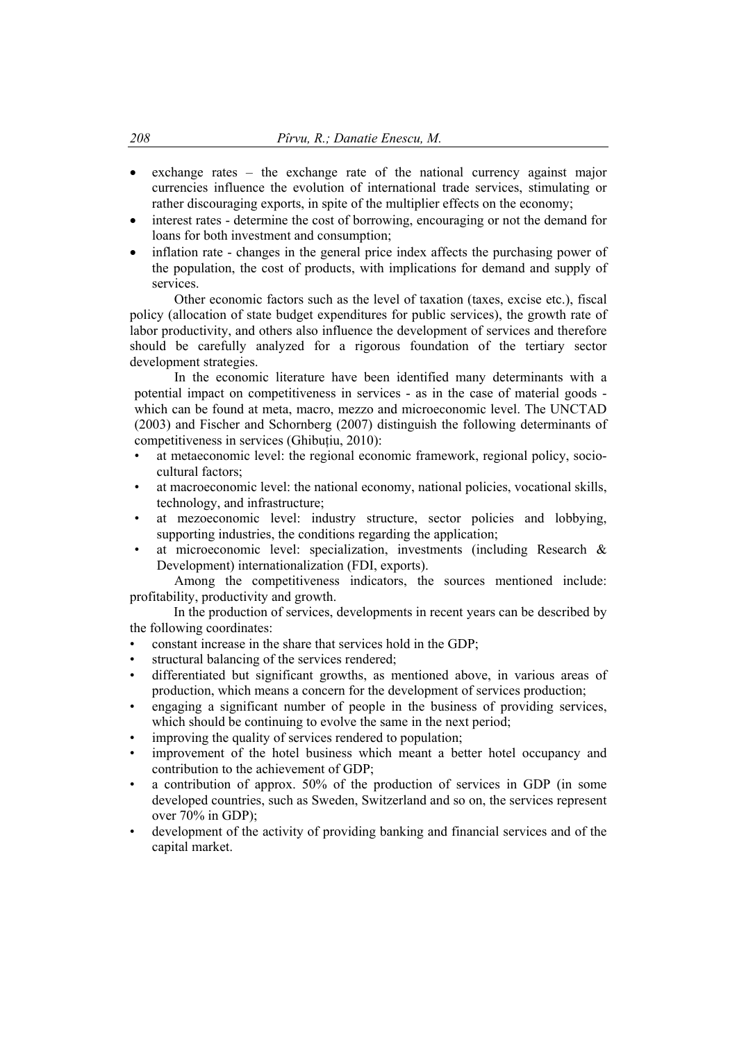- exchange rates – the exchange rate of the national currency against major currencies influence the evolution of international trade services, stimulating or rather discouraging exports, in spite of the multiplier effects on the economy;
- interest rates - determine the cost of borrowing, encouraging or not the demand for loans for both investment and consumption;
- inflation rate - changes in the general price index affects the purchasing power of the population, the cost of products, with implications for demand and supply of services.

Other economic factors such as the level of taxation (taxes, excise etc.), fiscal policy (allocation of state budget expenditures for public services), the growth rate of labor productivity, and others also influence the development of services and therefore should be carefully analyzed for a rigorous foundation of the tertiary sector development strategies.

In the economic literature have been identified many determinants with a potential impact on competitiveness in services - as in the case of material goods - which can be found at meta, macro, mezzo and microeconomic level. The UNCTAD (2003) and Fischer and Schornberg (2007) distinguish the following determinants of competitiveness in services (Ghibuțiu, 2010):

- at metaeconomic level: the regional economic framework, regional policy, socio-cultural factors;
- at macroeconomic level: the national economy, national policies, vocational skills, technology, and infrastructure;
- at mezoeconomic level: industry structure, sector policies and lobbying, supporting industries, the conditions regarding the application;
- at microeconomic level: specialization, investments (including Research & Development) internationalization (FDI, exports).

Among the competitiveness indicators, the sources mentioned include: profitability, productivity and growth.

In the production of services, developments in recent years can be described by the following coordinates:

- constant increase in the share that services hold in the GDP;
- structural balancing of the services rendered;
- differentiated but significant growths, as mentioned above, in various areas of production, which means a concern for the development of services production;
- engaging a significant number of people in the business of providing services, which should be continuing to evolve the same in the next period;
- improving the quality of services rendered to population;
- improvement of the hotel business which meant a better hotel occupancy and contribution to the achievement of GDP;
- a contribution of approx. 50% of the production of services in GDP (in some developed countries, such as Sweden, Switzerland and so on, the services represent over 70% in GDP);
- development of the activity of providing banking and financial services and of the capital market.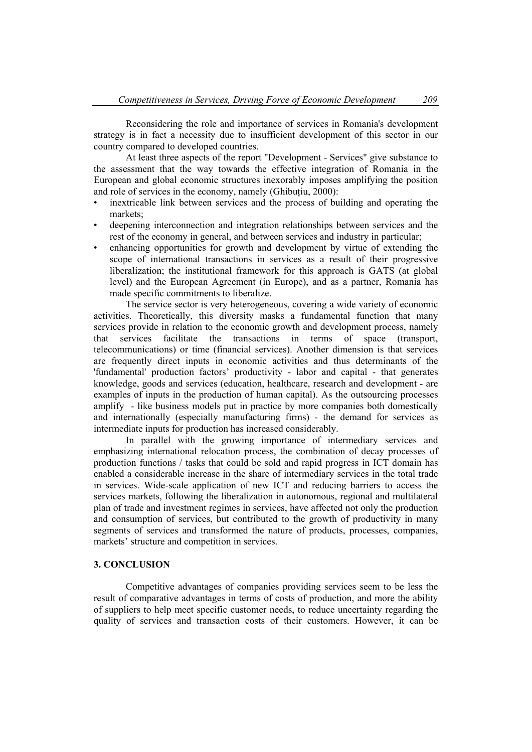Reconsidering the role and importance of services in Romania's development strategy is in fact a necessity due to insufficient development of this sector in our country compared to developed countries.

At least three aspects of the report "Development - Services" give substance to the assessment that the way towards the effective integration of Romania in the European and global economic structures inexorably imposes amplifying the position and role of services in the economy, namely (Ghibuțiu, 2000):

- inextricable link between services and the process of building and operating the markets;
- deepening interconnection and integration relationships between services and the rest of the economy in general, and between services and industry in particular;
- enhancing opportunities for growth and development by virtue of extending the scope of international transactions in services as a result of their progressive liberalization; the institutional framework for this approach is GATS (at global level) and the European Agreement (in Europe), and as a partner, Romania has made specific commitments to liberalize.

The service sector is very heterogeneous, covering a wide variety of economic activities. Theoretically, this diversity masks a fundamental function that many services provide in relation to the economic growth and development process, namely that services facilitate the transactions in terms of space (transport, telecommunications) or time (financial services). Another dimension is that services are frequently direct inputs in economic activities and thus determinants of the 'fundamental' production factors' productivity - labor and capital - that generates knowledge, goods and services (education, healthcare, research and development - are examples of inputs in the production of human capital). As the outsourcing processes amplify - like business models put in practice by more companies both domestically and internationally (especially manufacturing firms) - the demand for services as intermediate inputs for production has increased considerably.

In parallel with the growing importance of intermediary services and emphasizing international relocation process, the combination of decay processes of production functions / tasks that could be sold and rapid progress in ICT domain has enabled a considerable increase in the share of intermediary services in the total trade in services. Wide-scale application of new ICT and reducing barriers to access the services markets, following the liberalization in autonomous, regional and multilateral plan of trade and investment regimes in services, have affected not only the production and consumption of services, but contributed to the growth of productivity in many segments of services and transformed the nature of products, processes, companies, markets' structure and competition in services.

## 3. CONCLUSION

Competitive advantages of companies providing services seem to be less the result of comparative advantages in terms of costs of production, and more the ability of suppliers to help meet specific customer needs, to reduce uncertainty regarding the quality of services and transaction costs of their customers. However, it can be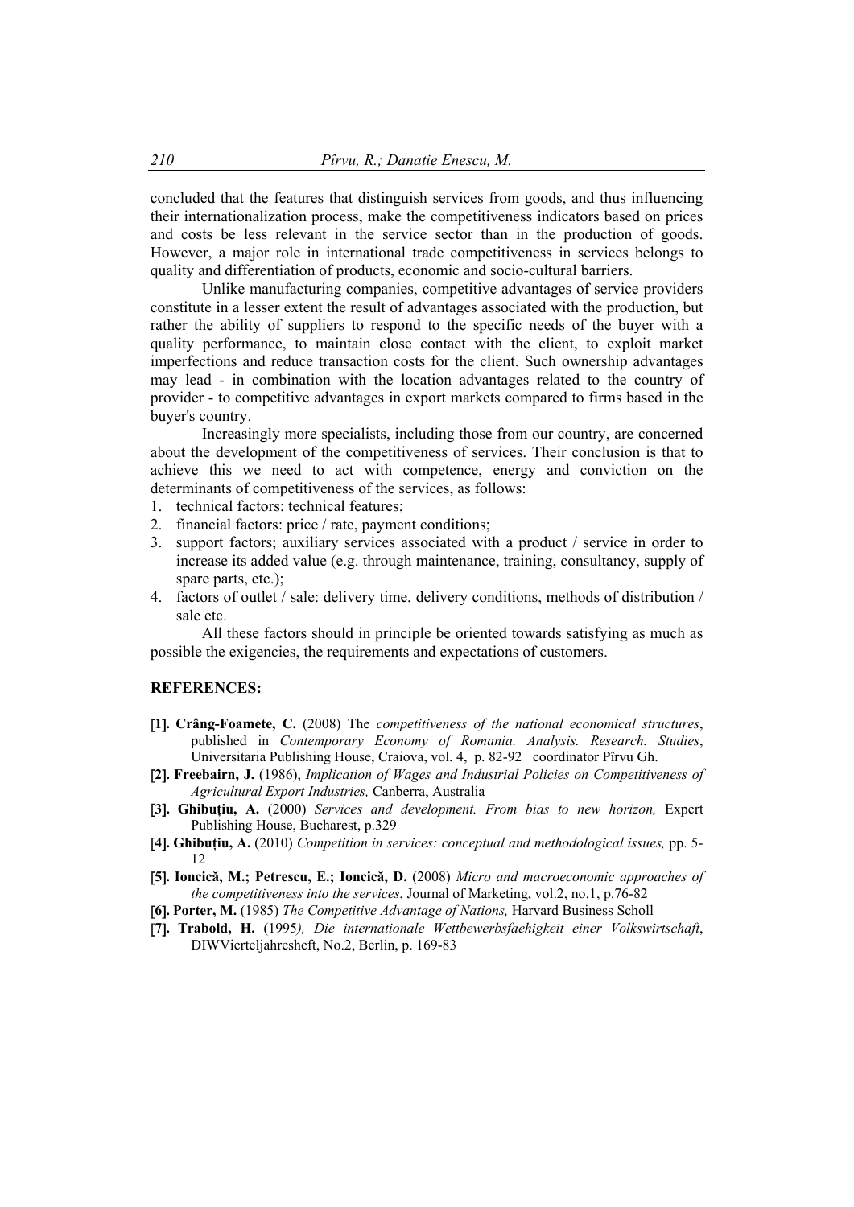concluded that the features that distinguish services from goods, and thus influencing their internationalization process, make the competitiveness indicators based on prices and costs be less relevant in the service sector than in the production of goods. However, a major role in international trade competitiveness in services belongs to quality and differentiation of products, economic and socio-cultural barriers.

Unlike manufacturing companies, competitive advantages of service providers constitute in a lesser extent the result of advantages associated with the production, but rather the ability of suppliers to respond to the specific needs of the buyer with a quality performance, to maintain close contact with the client, to exploit market imperfections and reduce transaction costs for the client. Such ownership advantages may lead - in combination with the location advantages related to the country of provider - to competitive advantages in export markets compared to firms based in the buyer's country.

Increasingly more specialists, including those from our country, are concerned about the development of the competitiveness of services. Their conclusion is that to achieve this we need to act with competence, energy and conviction on the determinants of competitiveness of the services, as follows:

1. technical factors: technical features;
2. financial factors: price / rate, payment conditions;
3. support factors; auxiliary services associated with a product / service in order to increase its added value (e.g. through maintenance, training, consultancy, supply of spare parts, etc.);
4. factors of outlet / sale: delivery time, delivery conditions, methods of distribution / sale etc.

All these factors should in principle be oriented towards satisfying as much as possible the exigencies, the requirements and expectations of customers.

## REFERENCES:

**[1]. Crâng-Foamete, C.** (2008) The *competitiveness of the national economical structures*, published in *Contemporary Economy of Romania. Analysis. Research. Studies*, Universitaria Publishing House, Craiova, vol. 4, p. 82-92 coordinator Pîrvu Gh.

**[2]. Freebairn, J.** (1986), *Implication of Wages and Industrial Policies on Competitiveness of Agricultural Export Industries,* Canberra, Australia

**[3]. Ghibuțiu, A.** (2000) *Services and development. From bias to new horizon,* Expert Publishing House, Bucharest, p.329

**[4]. Ghibuțiu, A.** (2010) *Competition in services: conceptual and methodological issues,* pp. 5-12

**[5]. Ioncică, M.; Petrescu, E.; Ioncică, D.** (2008) *Micro and macroeconomic approaches of the competitiveness into the services*, Journal of Marketing, vol.2, no.1, p.76-82

**[6]. Porter, M.** (1985) *The Competitive Advantage of Nations,* Harvard Business Scholl

**[7]. Trabold, H.** (1995*), Die internationale Wettbewerbsfaehigkeit einer Volkswirtschaft*, DIWVierteljahresheft, No.2, Berlin, p. 169-83